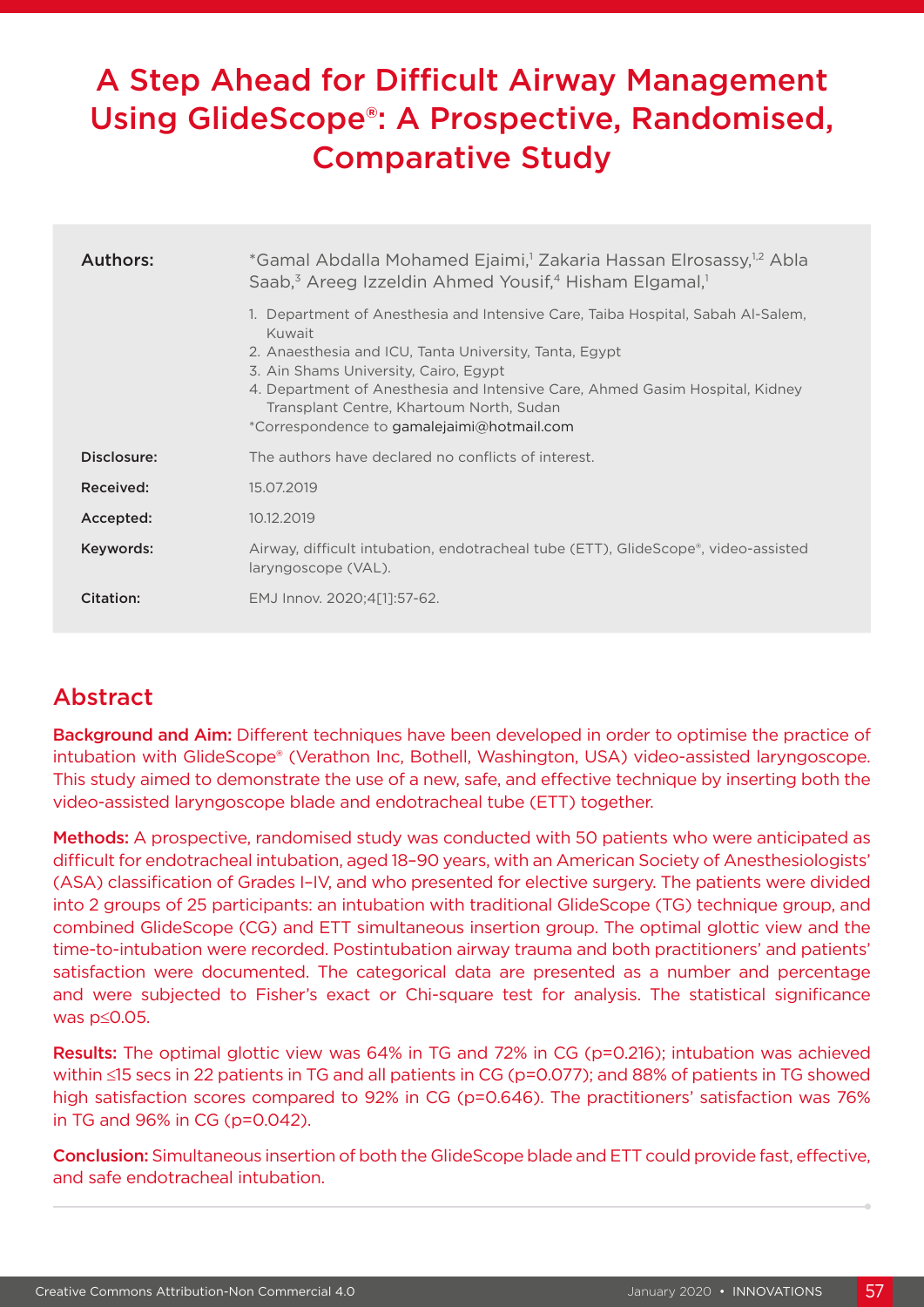# A Step Ahead for Difficult Airway Management Using GlideScope®: A Prospective, Randomised, Comparative Study

| | |
|---|---|
| **Authors:** | *Gamal Abdalla Mohamed Ejaimi,[1] Zakaria Hassan Elrosassy,[1,2] Abla Saab,[3] Areeg Izzeldin Ahmed Yousif,[4] Hisham Elgamal,[1]<br>1. Department of Anesthesia and Intensive Care, Taiba Hospital, Sabah Al-Salem, Kuwait<br>2. Anaesthesia and ICU, Tanta University, Tanta, Egypt<br>3. Ain Shams University, Cairo, Egypt<br>4. Department of Anesthesia and Intensive Care, Ahmed Gasim Hospital, Kidney Transplant Centre, Khartoum North, Sudan<br>*Correspondence to gamalejaimi@hotmail.com |
| **Disclosure:** | The authors have declared no conflicts of interest. |
| **Received:** | 15.07.2019 |
| **Accepted:** | 10.12.2019 |
| **Keywords:** | Airway, difficult intubation, endotracheal tube (ETT), GlideScope®, video-assisted laryngoscope (VAL). |
| **Citation:** | EMJ Innov. 2020;4[1]:57-62. |

## Abstract

**Background and Aim:** Different techniques have been developed in order to optimise the practice of intubation with GlideScope® (Verathon Inc, Bothell, Washington, USA) video-assisted laryngoscope. This study aimed to demonstrate the use of a new, safe, and effective technique by inserting both the video-assisted laryngoscope blade and endotracheal tube (ETT) together.

**Methods:** A prospective, randomised study was conducted with 50 patients who were anticipated as difficult for endotracheal intubation, aged 18–90 years, with an American Society of Anesthesiologists' (ASA) classification of Grades I–IV, and who presented for elective surgery. The patients were divided into 2 groups of 25 participants: an intubation with traditional GlideScope (TG) technique group, and combined GlideScope (CG) and ETT simultaneous insertion group. The optimal glottic view and the time-to-intubation were recorded. Postintubation airway trauma and both practitioners' and patients' satisfaction were documented. The categorical data are presented as a number and percentage and were subjected to Fisher's exact or Chi-square test for analysis. The statistical significance was $p \leq 0.05$.

**Results:** The optimal glottic view was 64% in TG and 72% in CG ($p=0.216$); intubation was achieved within ≤15 secs in 22 patients in TG and all patients in CG ($p=0.077$); and 88% of patients in TG showed high satisfaction scores compared to 92% in CG ($p=0.646$). The practitioners' satisfaction was 76% in TG and 96% in CG ($p=0.042$).

**Conclusion:** Simultaneous insertion of both the GlideScope blade and ETT could provide fast, effective, and safe endotracheal intubation.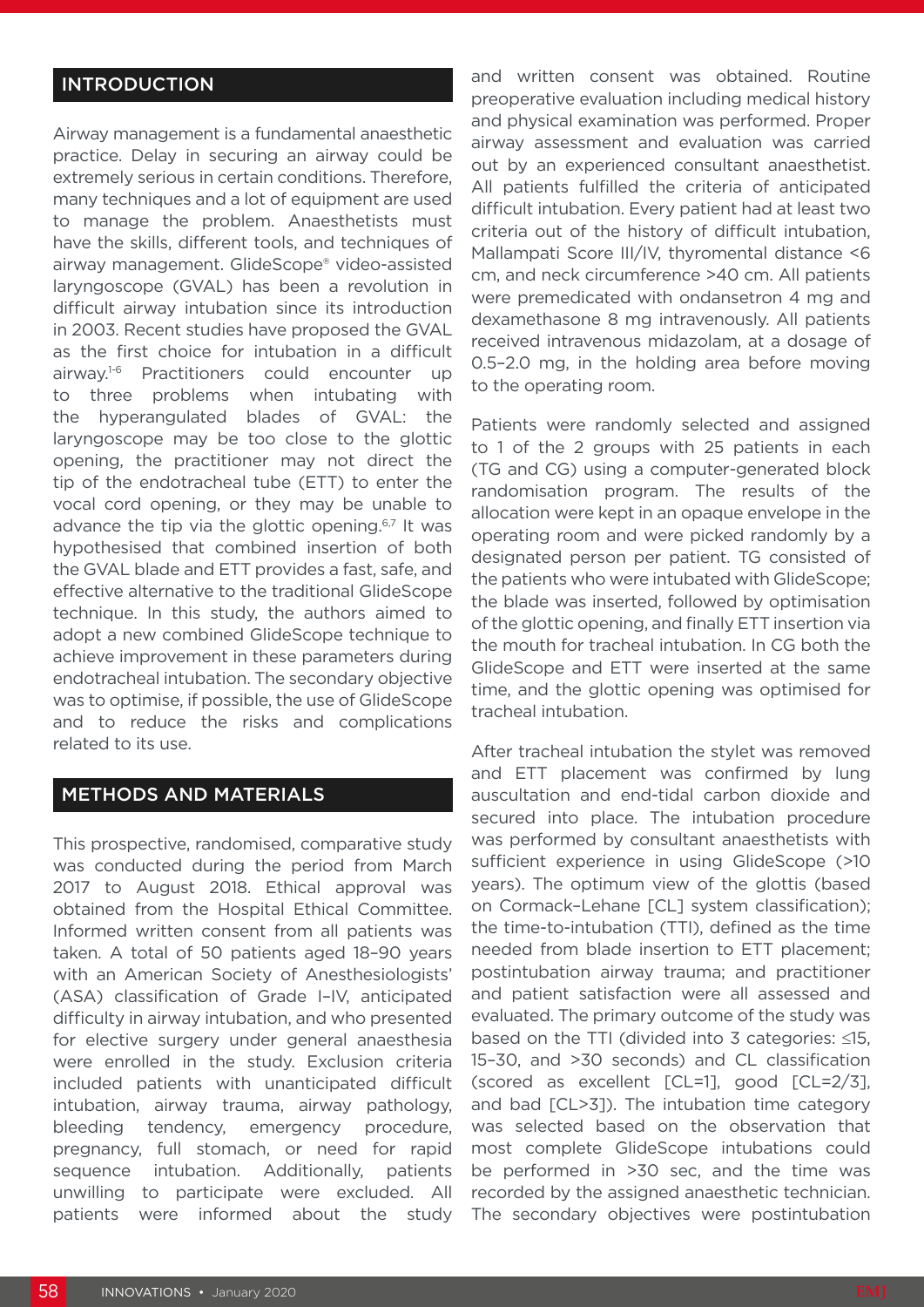## INTRODUCTION

Airway management is a fundamental anaesthetic practice. Delay in securing an airway could be extremely serious in certain conditions. Therefore, many techniques and a lot of equipment are used to manage the problem. Anaesthetists must have the skills, different tools, and techniques of airway management. GlideScope® video-assisted laryngoscope (GVAL) has been a revolution in difficult airway intubation since its introduction in 2003. Recent studies have proposed the GVAL as the first choice for intubation in a difficult airway.[1-6] Practitioners could encounter up to three problems when intubating with the hyperangulated blades of GVAL: the laryngoscope may be too close to the glottic opening, the practitioner may not direct the tip of the endotracheal tube (ETT) to enter the vocal cord opening, or they may be unable to advance the tip via the glottic opening.[6,7] It was hypothesised that combined insertion of both the GVAL blade and ETT provides a fast, safe, and effective alternative to the traditional GlideScope technique. In this study, the authors aimed to adopt a new combined GlideScope technique to achieve improvement in these parameters during endotracheal intubation. The secondary objective was to optimise, if possible, the use of GlideScope and to reduce the risks and complications related to its use.

## METHODS AND MATERIALS

This prospective, randomised, comparative study was conducted during the period from March 2017 to August 2018. Ethical approval was obtained from the Hospital Ethical Committee. Informed written consent from all patients was taken. A total of 50 patients aged 18–90 years with an American Society of Anesthesiologists' (ASA) classification of Grade I–IV, anticipated difficulty in airway intubation, and who presented for elective surgery under general anaesthesia were enrolled in the study. Exclusion criteria included patients with unanticipated difficult intubation, airway trauma, airway pathology, bleeding tendency, emergency procedure, pregnancy, full stomach, or need for rapid sequence intubation. Additionally, patients unwilling to participate were excluded. All patients were informed about the study and written consent was obtained. Routine preoperative evaluation including medical history and physical examination was performed. Proper airway assessment and evaluation was carried out by an experienced consultant anaesthetist. All patients fulfilled the criteria of anticipated difficult intubation. Every patient had at least two criteria out of the history of difficult intubation, Mallampati Score III/IV, thyromental distance <6 cm, and neck circumference >40 cm. All patients were premedicated with ondansetron 4 mg and dexamethasone 8 mg intravenously. All patients received intravenous midazolam, at a dosage of 0.5–2.0 mg, in the holding area before moving to the operating room.

Patients were randomly selected and assigned to 1 of the 2 groups with 25 patients in each (TG and CG) using a computer-generated block randomisation program. The results of the allocation were kept in an opaque envelope in the operating room and were picked randomly by a designated person per patient. TG consisted of the patients who were intubated with GlideScope; the blade was inserted, followed by optimisation of the glottic opening, and finally ETT insertion via the mouth for tracheal intubation. In CG both the GlideScope and ETT were inserted at the same time, and the glottic opening was optimised for tracheal intubation.

After tracheal intubation the stylet was removed and ETT placement was confirmed by lung auscultation and end-tidal carbon dioxide and secured into place. The intubation procedure was performed by consultant anaesthetists with sufficient experience in using GlideScope (>10 years). The optimum view of the glottis (based on Cormack–Lehane [CL] system classification); the time-to-intubation (TTI), defined as the time needed from blade insertion to ETT placement; postintubation airway trauma; and practitioner and patient satisfaction were all assessed and evaluated. The primary outcome of the study was based on the TTI (divided into 3 categories: ≤15, 15–30, and >30 seconds) and CL classification (scored as excellent [CL=1], good [CL=2/3], and bad [CL>3]). The intubation time category was selected based on the observation that most complete GlideScope intubations could be performed in >30 sec, and the time was recorded by the assigned anaesthetic technician. The secondary objectives were postintubation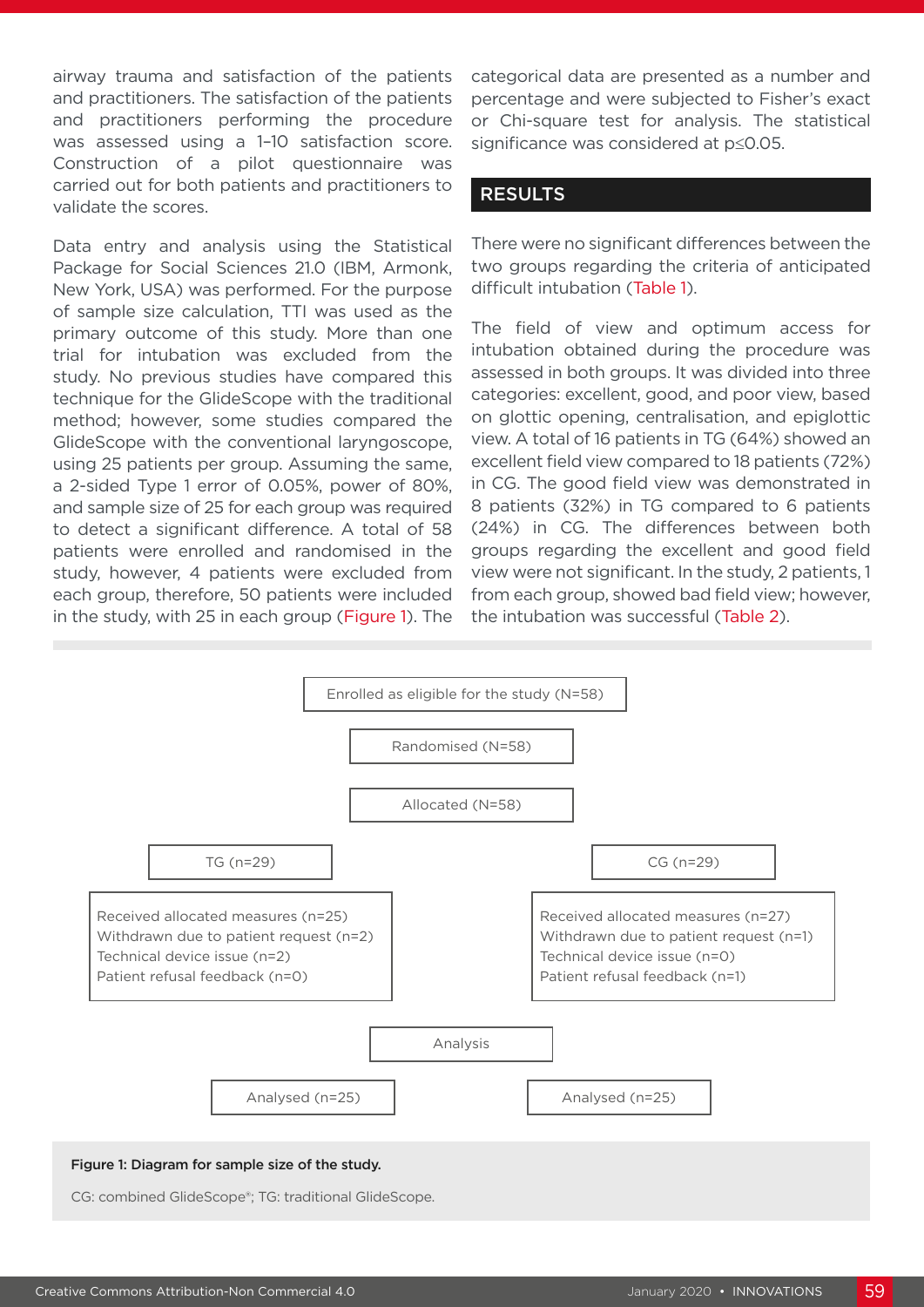airway trauma and satisfaction of the patients and practitioners. The satisfaction of the patients and practitioners performing the procedure was assessed using a 1–10 satisfaction score. Construction of a pilot questionnaire was carried out for both patients and practitioners to validate the scores.

Data entry and analysis using the Statistical Package for Social Sciences 21.0 (IBM, Armonk, New York, USA) was performed. For the purpose of sample size calculation, TTI was used as the primary outcome of this study. More than one trial for intubation was excluded from the study. No previous studies have compared this technique for the GlideScope with the traditional method; however, some studies compared the GlideScope with the conventional laryngoscope, using 25 patients per group. Assuming the same, a 2-sided Type 1 error of 0.05%, power of 80%, and sample size of 25 for each group was required to detect a significant difference. A total of 58 patients were enrolled and randomised in the study, however, 4 patients were excluded from each group, therefore, 50 patients were included in the study, with 25 in each group (Figure 1). The categorical data are presented as a number and percentage and were subjected to Fisher's exact or Chi-square test for analysis. The statistical significance was considered at $p \leq 0.05$.

## RESULTS

There were no significant differences between the two groups regarding the criteria of anticipated difficult intubation (Table 1).

The field of view and optimum access for intubation obtained during the procedure was assessed in both groups. It was divided into three categories: excellent, good, and poor view, based on glottic opening, centralisation, and epiglottic view. A total of 16 patients in TG (64%) showed an excellent field view compared to 18 patients (72%) in CG. The good field view was demonstrated in 8 patients (32%) in TG compared to 6 patients (24%) in CG. The differences between both groups regarding the excellent and good field view were not significant. In the study, 2 patients, 1 from each group, showed bad field view; however, the intubation was successful (Table 2).

Enrolled as eligible for the study (N=58)

Randomised (N=58)

Allocated (N=58)

| TG (n=29) | CG (n=29) |
|---|---|
| Received allocated measures (n=25) | Received allocated measures (n=27) |
| Withdrawn due to patient request (n=2) | Withdrawn due to patient request (n=1) |
| Technical device issue (n=2) | Technical device issue (n=0) |
| Patient refusal feedback (n=0) | Patient refusal feedback (n=1) |

Analysis

| Analysed (n=25) | Analysed (n=25) |
|---|---|

**Figure 1: Diagram for sample size of the study.**

CG: combined GlideScope®; TG: traditional GlideScope.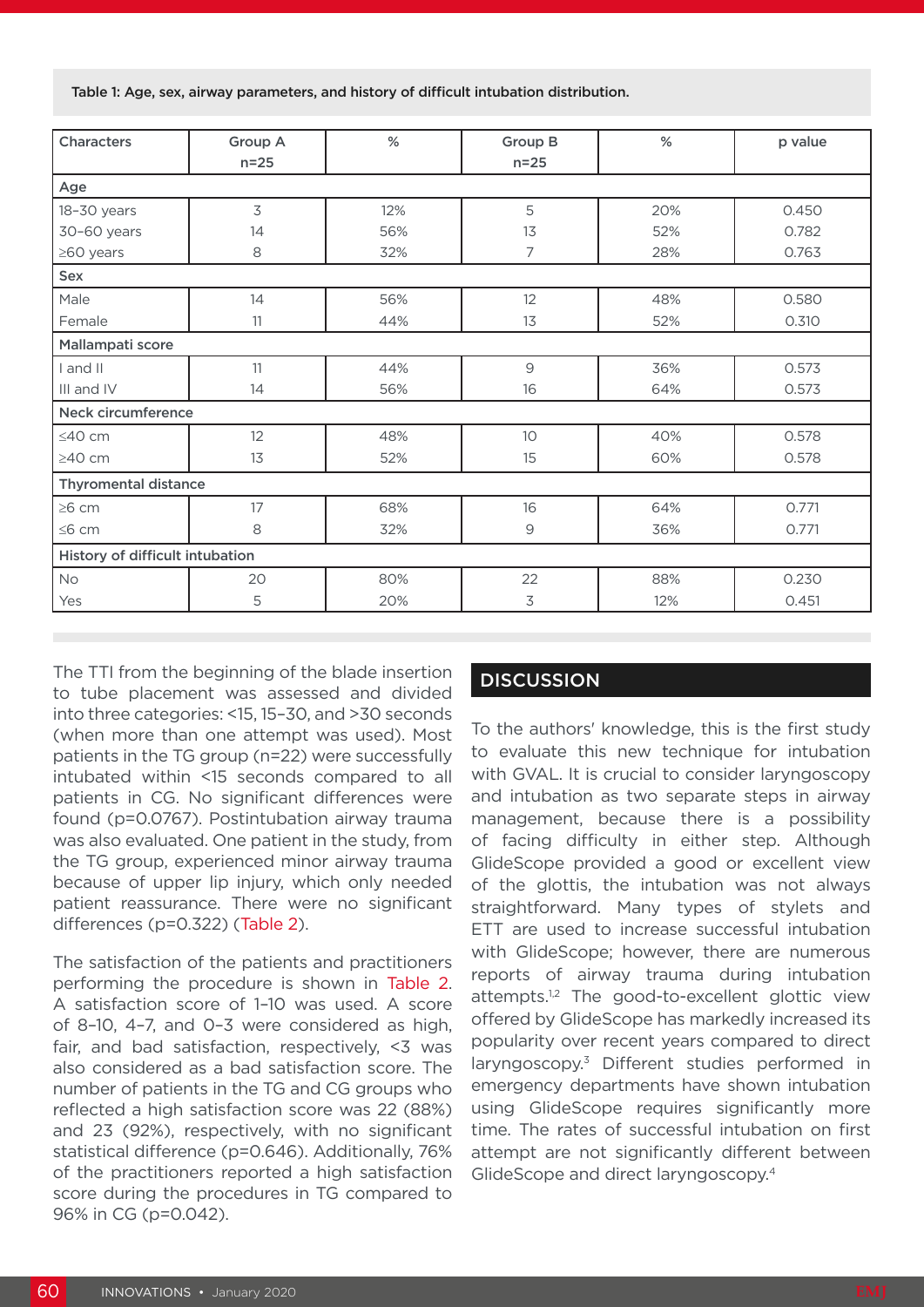Table 1: Age, sex, airway parameters, and history of difficult intubation distribution.

| Characters | Group A n=25 | % | Group B n=25 | % | p value |
|---|---|---|---|---|---|
| **Age** | | | | | |
| 18–30 years | 3 | 12% | 5 | 20% | 0.450 |
| 30–60 years | 14 | 56% | 13 | 52% | 0.782 |
| ≥60 years | 8 | 32% | 7 | 28% | 0.763 |
| **Sex** | | | | | |
| Male | 14 | 56% | 12 | 48% | 0.580 |
| Female | 11 | 44% | 13 | 52% | 0.310 |
| **Mallampati score** | | | | | |
| I and II | 11 | 44% | 9 | 36% | 0.573 |
| III and IV | 14 | 56% | 16 | 64% | 0.573 |
| **Neck circumference** | | | | | |
| ≤40 cm | 12 | 48% | 10 | 40% | 0.578 |
| ≥40 cm | 13 | 52% | 15 | 60% | 0.578 |
| **Thyromental distance** | | | | | |
| ≥6 cm | 17 | 68% | 16 | 64% | 0.771 |
| ≤6 cm | 8 | 32% | 9 | 36% | 0.771 |
| **History of difficult intubation** | | | | | |
| No | 20 | 80% | 22 | 88% | 0.230 |
| Yes | 5 | 20% | 3 | 12% | 0.451 |

The TTI from the beginning of the blade insertion to tube placement was assessed and divided into three categories: <15, 15–30, and >30 seconds (when more than one attempt was used). Most patients in the TG group (n=22) were successfully intubated within <15 seconds compared to all patients in CG. No significant differences were found (p=0.0767). Postintubation airway trauma was also evaluated. One patient in the study, from the TG group, experienced minor airway trauma because of upper lip injury, which only needed patient reassurance. There were no significant differences (p=0.322) (Table 2).

The satisfaction of the patients and practitioners performing the procedure is shown in Table 2. A satisfaction score of 1–10 was used. A score of 8–10, 4–7, and 0–3 were considered as high, fair, and bad satisfaction, respectively, <3 was also considered as a bad satisfaction score. The number of patients in the TG and CG groups who reflected a high satisfaction score was 22 (88%) and 23 (92%), respectively, with no significant statistical difference (p=0.646). Additionally, 76% of the practitioners reported a high satisfaction score during the procedures in TG compared to 96% in CG (p=0.042).

## DISCUSSION

To the authors' knowledge, this is the first study to evaluate this new technique for intubation with GVAL. It is crucial to consider laryngoscopy and intubation as two separate steps in airway management, because there is a possibility of facing difficulty in either step. Although GlideScope provided a good or excellent view of the glottis, the intubation was not always straightforward. Many types of stylets and ETT are used to increase successful intubation with GlideScope; however, there are numerous reports of airway trauma during intubation attempts.[1,2] The good-to-excellent glottic view offered by GlideScope has markedly increased its popularity over recent years compared to direct laryngoscopy.[3] Different studies performed in emergency departments have shown intubation using GlideScope requires significantly more time. The rates of successful intubation on first attempt are not significantly different between GlideScope and direct laryngoscopy.[4]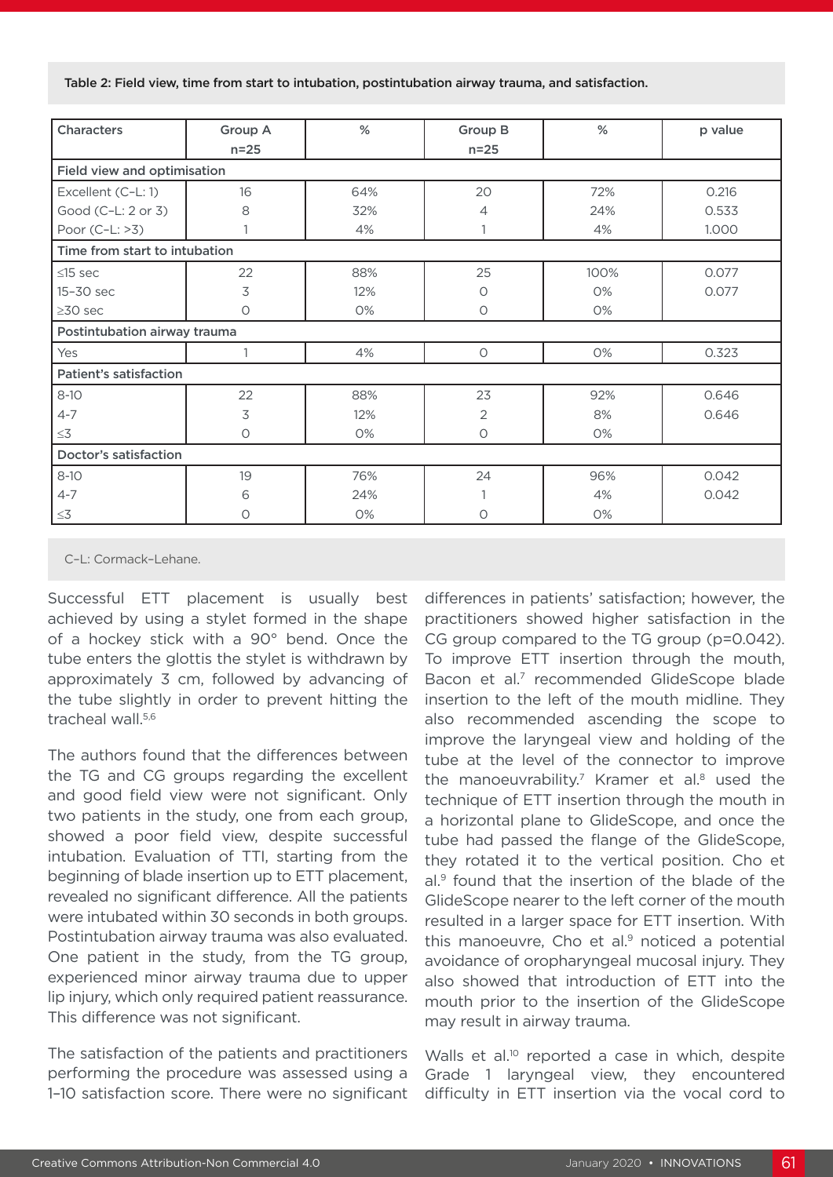Table 2: Field view, time from start to intubation, postintubation airway trauma, and satisfaction.

| Characters | Group A n=25 | % | Group B n=25 | % | p value |
|---|---|---|---|---|---|
| **Field view and optimisation** | | | | | |
| Excellent (C–L: 1) | 16 | 64% | 20 | 72% | 0.216 |
| Good (C–L: 2 or 3) | 8 | 32% | 4 | 24% | 0.533 |
| Poor (C–L: >3) | 1 | 4% | 1 | 4% | 1.000 |
| **Time from start to intubation** | | | | | |
| ≤15 sec | 22 | 88% | 25 | 100% | 0.077 |
| 15–30 sec | 3 | 12% | 0 | 0% | 0.077 |
| ≥30 sec | 0 | 0% | 0 | 0% | |
| **Postintubation airway trauma** | | | | | |
| Yes | 1 | 4% | 0 | 0% | 0.323 |
| **Patient's satisfaction** | | | | | |
| 8-10 | 22 | 88% | 23 | 92% | 0.646 |
| 4-7 | 3 | 12% | 2 | 8% | 0.646 |
| ≤3 | 0 | 0% | 0 | 0% | |
| **Doctor's satisfaction** | | | | | |
| 8-10 | 19 | 76% | 24 | 96% | 0.042 |
| 4-7 | 6 | 24% | 1 | 4% | 0.042 |
| ≤3 | 0 | 0% | 0 | 0% | |

C–L: Cormack–Lehane.

Successful ETT placement is usually best achieved by using a stylet formed in the shape of a hockey stick with a 90° bend. Once the tube enters the glottis the stylet is withdrawn by approximately 3 cm, followed by advancing of the tube slightly in order to prevent hitting the tracheal wall.[5,6]

The authors found that the differences between the TG and CG groups regarding the excellent and good field view were not significant. Only two patients in the study, one from each group, showed a poor field view, despite successful intubation. Evaluation of TTI, starting from the beginning of blade insertion up to ETT placement, revealed no significant difference. All the patients were intubated within 30 seconds in both groups. Postintubation airway trauma was also evaluated. One patient in the study, from the TG group, experienced minor airway trauma due to upper lip injury, which only required patient reassurance. This difference was not significant.

The satisfaction of the patients and practitioners performing the procedure was assessed using a 1–10 satisfaction score. There were no significant differences in patients' satisfaction; however, the practitioners showed higher satisfaction in the CG group compared to the TG group (p=0.042). To improve ETT insertion through the mouth, Bacon et al.[7] recommended GlideScope blade insertion to the left of the mouth midline. They also recommended ascending the scope to improve the laryngeal view and holding of the tube at the level of the connector to improve the manoeuvrability.[7] Kramer et al.[8] used the technique of ETT insertion through the mouth in a horizontal plane to GlideScope, and once the tube had passed the flange of the GlideScope, they rotated it to the vertical position. Cho et al.[9] found that the insertion of the blade of the GlideScope nearer to the left corner of the mouth resulted in a larger space for ETT insertion. With this manoeuvre, Cho et al.[9] noticed a potential avoidance of oropharyngeal mucosal injury. They also showed that introduction of ETT into the mouth prior to the insertion of the GlideScope may result in airway trauma.

Walls et al.[10] reported a case in which, despite Grade 1 laryngeal view, they encountered difficulty in ETT insertion via the vocal cord to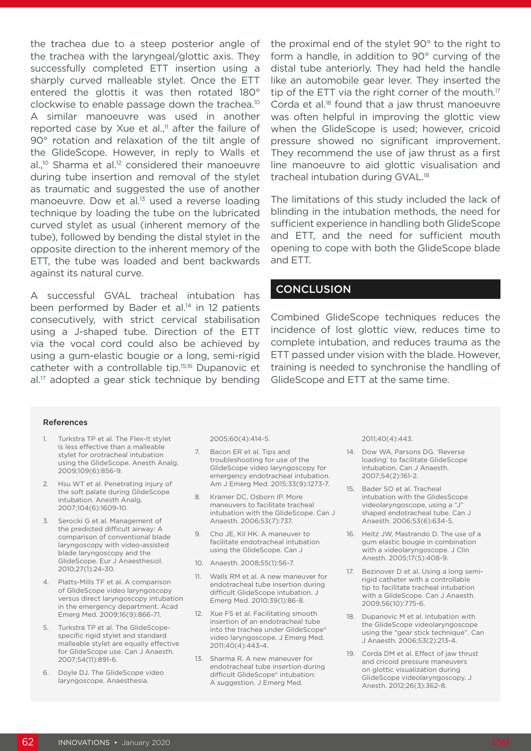the trachea due to a steep posterior angle of the trachea with the laryngeal/glottic axis. They successfully completed ETT insertion using a sharply curved malleable stylet. Once the ETT entered the glottis it was then rotated 180° clockwise to enable passage down the trachea.[10] A similar manoeuvre was used in another reported case by Xue et al.,[11] after the failure of 90° rotation and relaxation of the tilt angle of the GlideScope. However, in reply to Walls et al.,[10] Sharma et al.[12] considered their manoeuvre during tube insertion and removal of the stylet as traumatic and suggested the use of another manoeuvre. Dow et al.[13] used a reverse loading technique by loading the tube on the lubricated curved stylet as usual (inherent memory of the tube), followed by bending the distal stylet in the opposite direction to the inherent memory of the ETT, the tube was loaded and bent backwards against its natural curve.

A successful GVAL tracheal intubation has been performed by Bader et al.[14] in 12 patients consecutively, with strict cervical stabilisation using a J-shaped tube. Direction of the ETT via the vocal cord could also be achieved by using a gum-elastic bougie or a long, semi-rigid catheter with a controllable tip.[15,16] Dupanovic et al.[17] adopted a gear stick technique by bending the proximal end of the stylet 90° to the right to form a handle, in addition to 90° curving of the distal tube anteriorly. They had held the handle like an automobile gear lever. They inserted the tip of the ETT via the right corner of the mouth.[17] Corda et al.[18] found that a jaw thrust manoeuvre was often helpful in improving the glottic view when the GlideScope is used; however, cricoid pressure showed no significant improvement. They recommend the use of jaw thrust as a first line manoeuvre to aid glottic visualisation and tracheal intubation during GVAL.[18]

The limitations of this study included the lack of blinding in the intubation methods, the need for sufficient experience in handling both GlideScope and ETT, and the need for sufficient mouth opening to cope with both the GlideScope blade and ETT.

## CONCLUSION

Combined GlideScope techniques reduces the incidence of lost glottic view, reduces time to complete intubation, and reduces trauma as the ETT passed under vision with the blade. However, training is needed to synchronise the handling of GlideScope and ETT at the same time.

### References

1. Turkstra TP et al. The Flex-It stylet is less effective than a malleable stylet for orotracheal intubation using the GlideScope. Anesth Analg. 2009;109(6):856-9.
2. Hsu WT et al. Penetrating injury of the soft palate during GlideScope intubation. Anesth Analg. 2007;104(6):1609-10.
3. Serocki G et al. Management of the predicted difficult airway: A comparison of conventional blade laryngoscopy with video-assisted blade laryngoscopy and the GlideScope. Eur J Anaesthesiol. 2010;27(1):24-30.
4. Platts-Mills TF et al. A comparison of GlideScope video laryngoscopy versus direct laryngoscopy intubation in the emergency department. Acad Emerg Med. 2009;16(9):866-71.
5. Turkstra TP et al. The GlideScope-specific rigid stylet and standard malleable stylet are equally effective for GlideScope use. Can J Anaesth. 2007;54(11):891-6.
6. Doyle DJ. The GlideScope video laryngoscope. Anaesthesia. 2005;60(4):414-5.
7. Bacon ER et al. Tips and troubleshooting for use of the GlideScope video laryngoscopy for emergency endotracheal intubation. Am J Emerg Med. 2015;33(9):1273-7.
8. Kramer DC, Osborn IP. More maneuvers to facilitate tracheal intubation with the GlideScope. Can J Anaesth. 2006;53(7):737.
9. Cho JE, Kil HK. A maneuver to facilitate endotracheal intubation using the GlideScope. Can J
10. Anaesth. 2008;55(1):56-7.
11. Walls RM et al. A new maneuver for endotracheal tube insertion during difficult GlideScope intubation. J Emerg Med. 2010;39(1):86-8.
12. Xue FS et al. Facilitating smooth insertion of an endotracheal tube into the trachea under GlideScope® video laryngoscope. J Emerg Med. 2011;40(4):443-4.
13. Sharma R. A new maneuver for endotracheal tube insertion during difficult GlideScope® intubation: A suggestion. J Emerg Med. 2011;40(4):443.
14. Dow WA, Parsons DG. 'Reverse loading' to facilitate GlideScope intubation. Can J Anaesth. 2007;54(2):161-2.
15. Bader SO et al. Tracheal intubation with the GlidesScope videolaryngoscope, using a "J" shaped endotracheal tube. Can J Anaesth. 2006;53(6):634-5.
16. Heitz JW, Mastrando D. The use of a gum elastic bougie in combination with a videolaryngoscope. J Clin Anesth. 2005;17(5):408-9.
17. Bezinover D et al. Using a long semi-rigid catheter with a controllable tip to facilitate tracheal intubation with a GlideScope. Can J Anaesth. 2009;56(10):775-6.
18. Dupanovic M et al. Intubation with the GlideScope videolaryngoscope using the "gear stick technique". Can J Anaesth. 2006;53(2):213-4.
19. Corda DM et al. Effect of jaw thrust and cricoid pressure maneuvers on glottic visualization during GlideScope videolaryngoscopy. J Anesth. 2012;26(3):362-8.